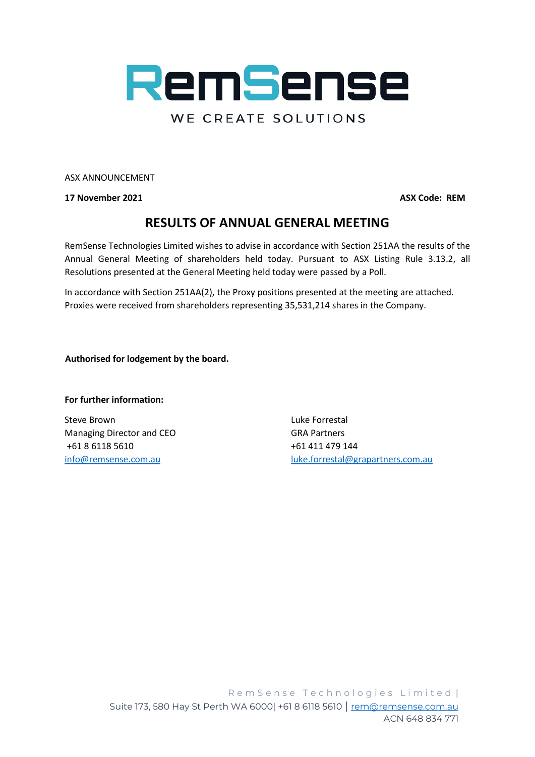RemSense

WE CREATE SOLUTIONS

ASX ANNOUNCEMENT

**17 November 2021** **ASX Code: REM**

# RESULTS OF ANNUAL GENERAL MEETING

RemSense Technologies Limited wishes to advise in accordance with Section 251AA the results of the Annual General Meeting of shareholders held today. Pursuant to ASX Listing Rule 3.13.2, all Resolutions presented at the General Meeting held today were passed by a Poll.

In accordance with Section 251AA(2), the Proxy positions presented at the meeting are attached. Proxies were received from shareholders representing 35,531,214 shares in the Company.

**Authorised for lodgement by the board.**

**For further information:**

Steve Brown
Managing Director and CEO
+61 8 6118 5610
info@remsense.com.au

Luke Forrestal
GRA Partners
+61 411 479 144
luke.forrestal@grapartners.com.au

RemSense Technologies Limited |
Suite 173, 580 Hay St Perth WA 6000| +61 8 6118 5610 | rem@remsense.com.au
ACN 648 834 771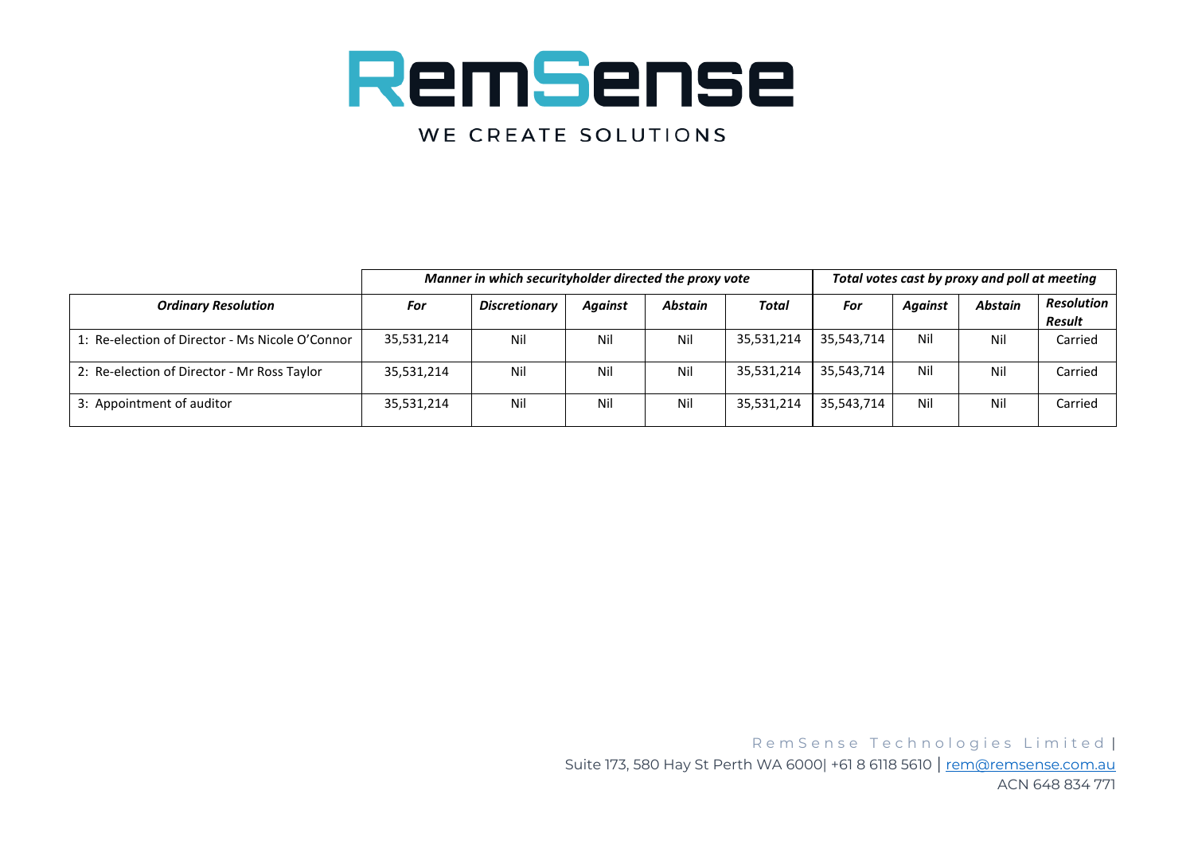RemSense

WE CREATE SOLUTIONS

| | Manner in which securityholder directed the proxy vote | | | | | Total votes cast by proxy and poll at meeting | | | |
|---|---|---|---|---|---|---|---|---|---|
| ***Ordinary Resolution*** | ***For*** | ***Discretionary*** | ***Against*** | ***Abstain*** | ***Total*** | ***For*** | ***Against*** | ***Abstain*** | ***Resolution Result*** |
| 1: Re-election of Director - Ms Nicole O'Connor | 35,531,214 | Nil | Nil | Nil | 35,531,214 | 35,543,714 | Nil | Nil | Carried |
| 2: Re-election of Director - Mr Ross Taylor | 35,531,214 | Nil | Nil | Nil | 35,531,214 | 35,543,714 | Nil | Nil | Carried |
| 3: Appointment of auditor | 35,531,214 | Nil | Nil | Nil | 35,531,214 | 35,543,714 | Nil | Nil | Carried |

RemSense Technologies Limited |
Suite 173, 580 Hay St Perth WA 6000| +61 8 6118 5610 | rem@remsense.com.au
ACN 648 834 771